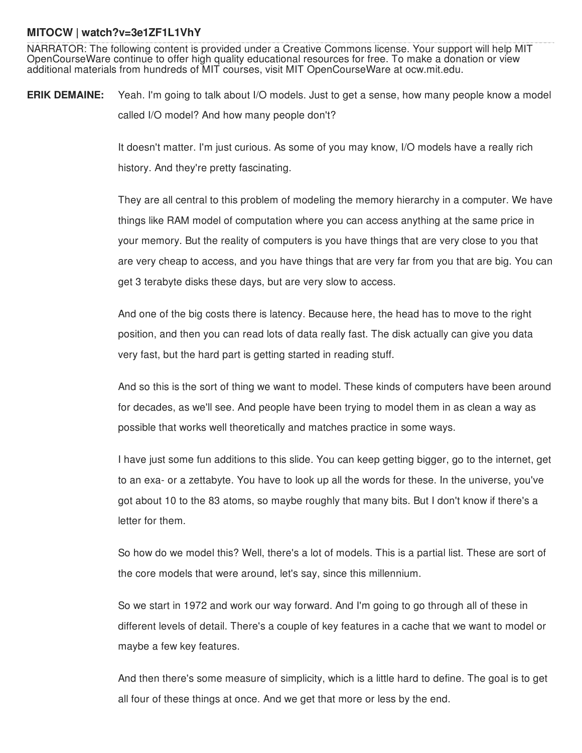**MITOCW | watch?v=3e1ZF1L1VhY**

NARRATOR: The following content is provided under a Creative Commons license. Your support will help MIT OpenCourseWare continue to offer high quality educational resources for free. To make a donation or view additional materials from hundreds of MIT courses, visit MIT OpenCourseWare at ocw.mit.edu.

**ERIK DEMAINE:** Yeah. I'm going to talk about I/O models. Just to get a sense, how many people know a model called I/O model? And how many people don't?

It doesn't matter. I'm just curious. As some of you may know, I/O models have a really rich history. And they're pretty fascinating.

They are all central to this problem of modeling the memory hierarchy in a computer. We have things like RAM model of computation where you can access anything at the same price in your memory. But the reality of computers is you have things that are very close to you that are very cheap to access, and you have things that are very far from you that are big. You can get 3 terabyte disks these days, but are very slow to access.

And one of the big costs there is latency. Because here, the head has to move to the right position, and then you can read lots of data really fast. The disk actually can give you data very fast, but the hard part is getting started in reading stuff.

And so this is the sort of thing we want to model. These kinds of computers have been around for decades, as we'll see. And people have been trying to model them in as clean a way as possible that works well theoretically and matches practice in some ways.

I have just some fun additions to this slide. You can keep getting bigger, go to the internet, get to an exa- or a zettabyte. You have to look up all the words for these. In the universe, you've got about 10 to the 83 atoms, so maybe roughly that many bits. But I don't know if there's a letter for them.

So how do we model this? Well, there's a lot of models. This is a partial list. These are sort of the core models that were around, let's say, since this millennium.

So we start in 1972 and work our way forward. And I'm going to go through all of these in different levels of detail. There's a couple of key features in a cache that we want to model or maybe a few key features.

And then there's some measure of simplicity, which is a little hard to define. The goal is to get all four of these things at once. And we get that more or less by the end.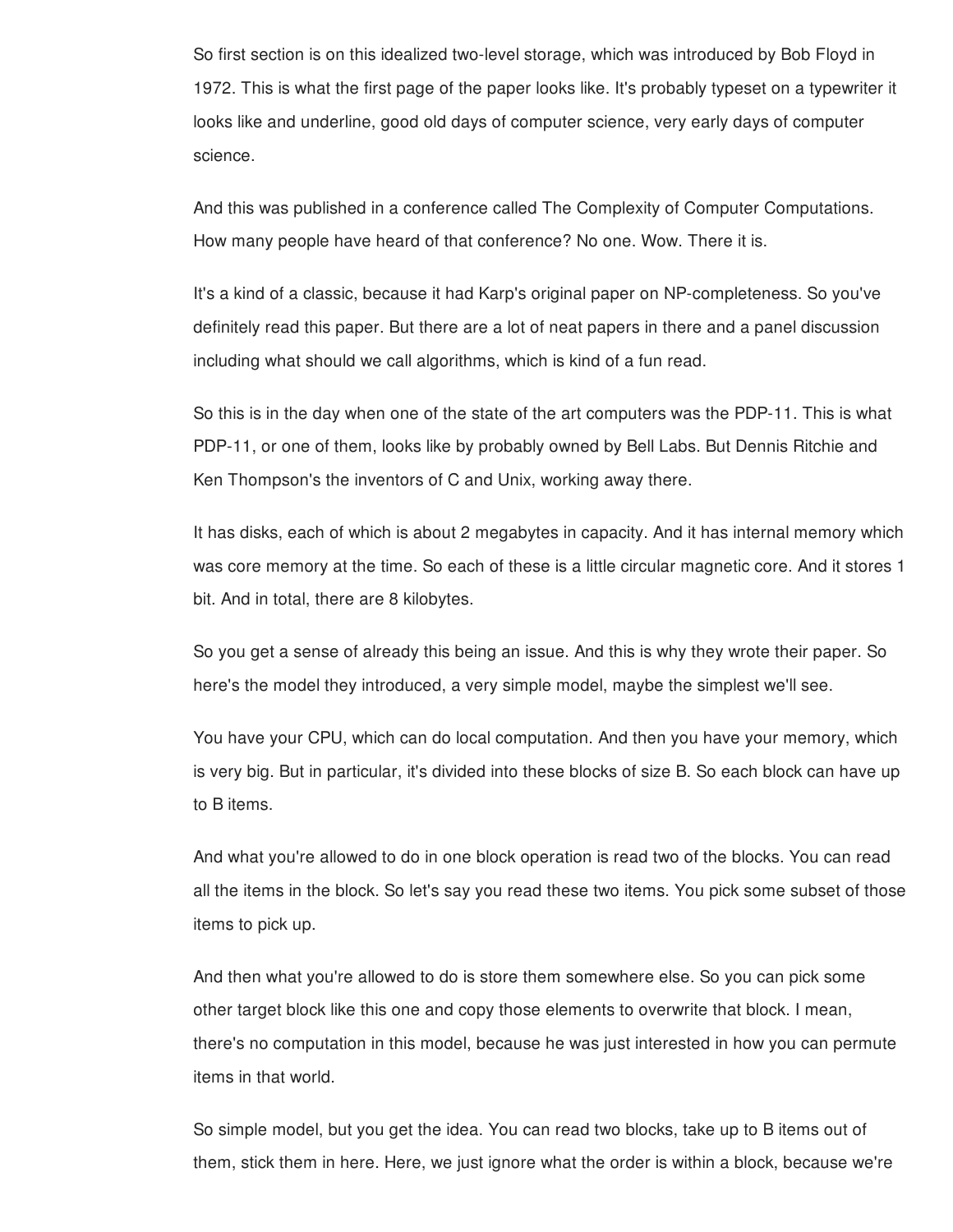So first section is on this idealized two-level storage, which was introduced by Bob Floyd in 1972. This is what the first page of the paper looks like. It's probably typeset on a typewriter it looks like and underline, good old days of computer science, very early days of computer science.

And this was published in a conference called The Complexity of Computer Computations. How many people have heard of that conference? No one. Wow. There it is.

It's a kind of a classic, because it had Karp's original paper on NP-completeness. So you've definitely read this paper. But there are a lot of neat papers in there and a panel discussion including what should we call algorithms, which is kind of a fun read.

So this is in the day when one of the state of the art computers was the PDP-11. This is what PDP-11, or one of them, looks like by probably owned by Bell Labs. But Dennis Ritchie and Ken Thompson's the inventors of C and Unix, working away there.

It has disks, each of which is about 2 megabytes in capacity. And it has internal memory which was core memory at the time. So each of these is a little circular magnetic core. And it stores 1 bit. And in total, there are 8 kilobytes.

So you get a sense of already this being an issue. And this is why they wrote their paper. So here's the model they introduced, a very simple model, maybe the simplest we'll see.

You have your CPU, which can do local computation. And then you have your memory, which is very big. But in particular, it's divided into these blocks of size B. So each block can have up to B items.

And what you're allowed to do in one block operation is read two of the blocks. You can read all the items in the block. So let's say you read these two items. You pick some subset of those items to pick up.

And then what you're allowed to do is store them somewhere else. So you can pick some other target block like this one and copy those elements to overwrite that block. I mean, there's no computation in this model, because he was just interested in how you can permute items in that world.

So simple model, but you get the idea. You can read two blocks, take up to B items out of them, stick them in here. Here, we just ignore what the order is within a block, because we're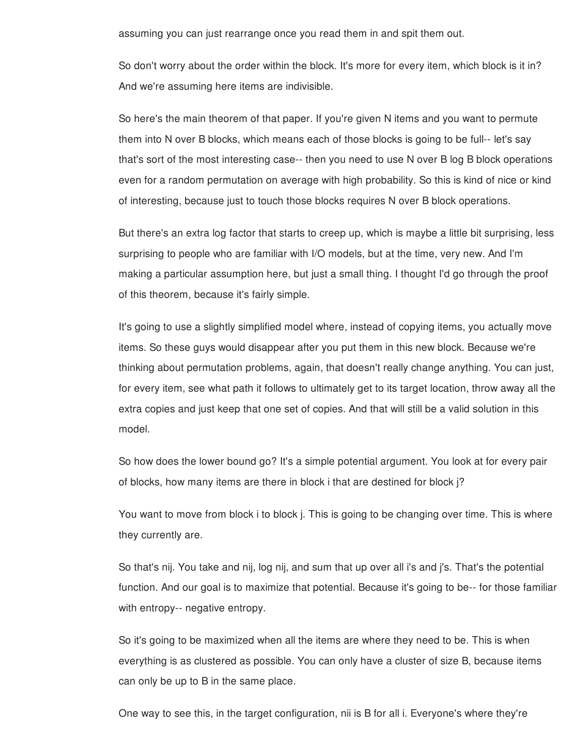assuming you can just rearrange once you read them in and spit them out.

So don't worry about the order within the block. It's more for every item, which block is it in? And we're assuming here items are indivisible.

So here's the main theorem of that paper. If you're given N items and you want to permute them into N over B blocks, which means each of those blocks is going to be full-- let's say that's sort of the most interesting case-- then you need to use N over B log B block operations even for a random permutation on average with high probability. So this is kind of nice or kind of interesting, because just to touch those blocks requires N over B block operations.

But there's an extra log factor that starts to creep up, which is maybe a little bit surprising, less surprising to people who are familiar with I/O models, but at the time, very new. And I'm making a particular assumption here, but just a small thing. I thought I'd go through the proof of this theorem, because it's fairly simple.

It's going to use a slightly simplified model where, instead of copying items, you actually move items. So these guys would disappear after you put them in this new block. Because we're thinking about permutation problems, again, that doesn't really change anything. You can just, for every item, see what path it follows to ultimately get to its target location, throw away all the extra copies and just keep that one set of copies. And that will still be a valid solution in this model.

So how does the lower bound go? It's a simple potential argument. You look at for every pair of blocks, how many items are there in block i that are destined for block j?

You want to move from block i to block j. This is going to be changing over time. This is where they currently are.

So that's nij. You take and nij, log nij, and sum that up over all i's and j's. That's the potential function. And our goal is to maximize that potential. Because it's going to be-- for those familiar with entropy-- negative entropy.

So it's going to be maximized when all the items are where they need to be. This is when everything is as clustered as possible. You can only have a cluster of size B, because items can only be up to B in the same place.

One way to see this, in the target configuration, nii is B for all i. Everyone's where they're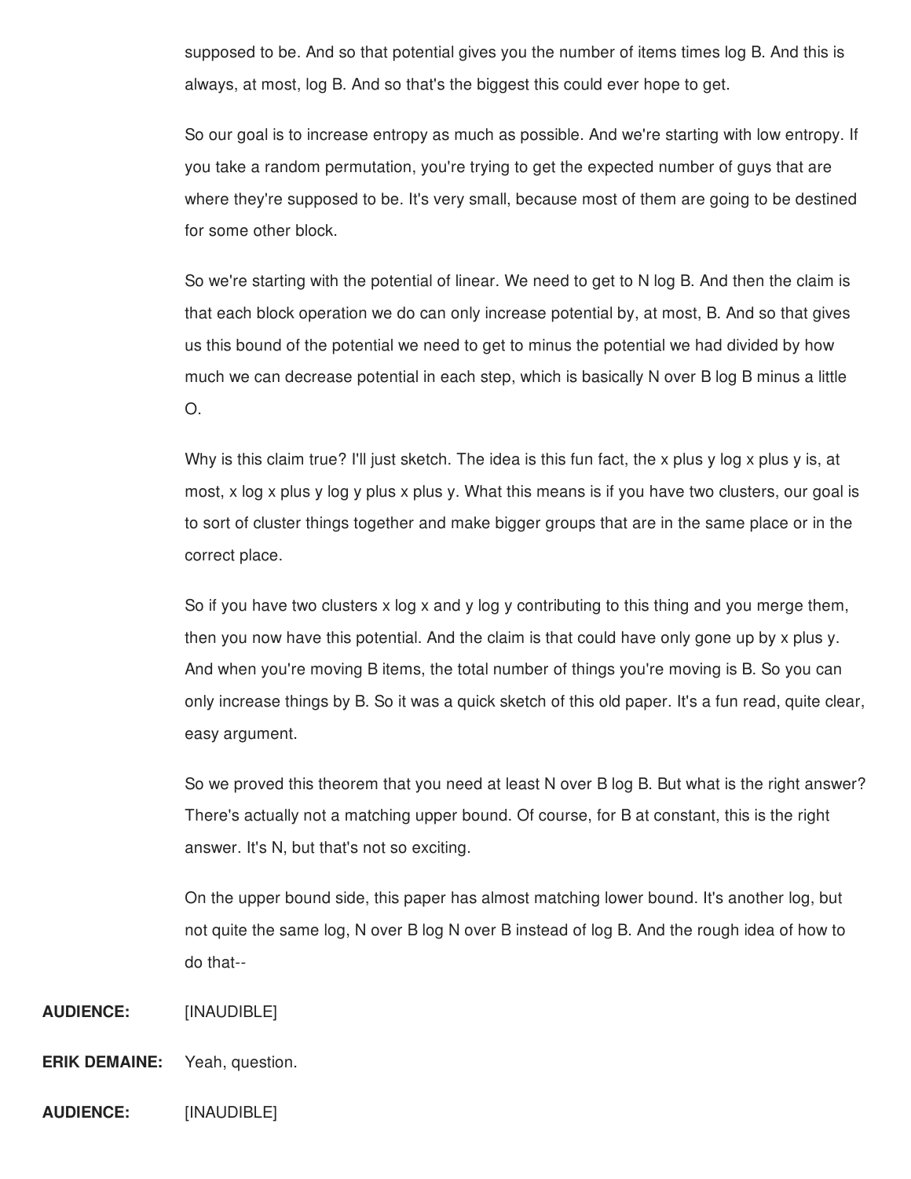supposed to be. And so that potential gives you the number of items times log B. And this is always, at most, log B. And so that's the biggest this could ever hope to get.

So our goal is to increase entropy as much as possible. And we're starting with low entropy. If you take a random permutation, you're trying to get the expected number of guys that are where they're supposed to be. It's very small, because most of them are going to be destined for some other block.

So we're starting with the potential of linear. We need to get to N log B. And then the claim is that each block operation we do can only increase potential by, at most, B. And so that gives us this bound of the potential we need to get to minus the potential we had divided by how much we can decrease potential in each step, which is basically N over B log B minus a little O.

Why is this claim true? I'll just sketch. The idea is this fun fact, the x plus y log x plus y is, at most, x log x plus y log y plus x plus y. What this means is if you have two clusters, our goal is to sort of cluster things together and make bigger groups that are in the same place or in the correct place.

So if you have two clusters x log x and y log y contributing to this thing and you merge them, then you now have this potential. And the claim is that could have only gone up by x plus y. And when you're moving B items, the total number of things you're moving is B. So you can only increase things by B. So it was a quick sketch of this old paper. It's a fun read, quite clear, easy argument.

So we proved this theorem that you need at least N over B log B. But what is the right answer? There's actually not a matching upper bound. Of course, for B at constant, this is the right answer. It's N, but that's not so exciting.

On the upper bound side, this paper has almost matching lower bound. It's another log, but not quite the same log, N over B log N over B instead of log B. And the rough idea of how to do that--

**AUDIENCE:** [INAUDIBLE]

**ERIK DEMAINE:** Yeah, question.

**AUDIENCE:** [INAUDIBLE]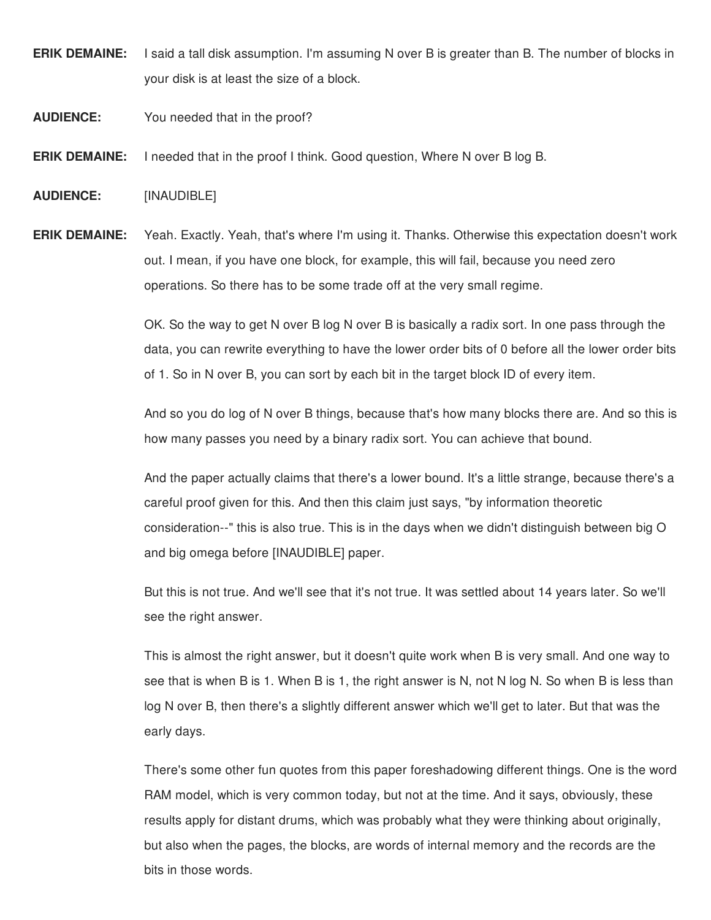**ERIK DEMAINE:** I said a tall disk assumption. I'm assuming N over B is greater than B. The number of blocks in your disk is at least the size of a block.

**AUDIENCE:** You needed that in the proof?

**ERIK DEMAINE:** I needed that in the proof I think. Good question, Where N over B log B.

**AUDIENCE:** [INAUDIBLE]

**ERIK DEMAINE:** Yeah. Exactly. Yeah, that's where I'm using it. Thanks. Otherwise this expectation doesn't work out. I mean, if you have one block, for example, this will fail, because you need zero operations. So there has to be some trade off at the very small regime.

OK. So the way to get N over B log N over B is basically a radix sort. In one pass through the data, you can rewrite everything to have the lower order bits of 0 before all the lower order bits of 1. So in N over B, you can sort by each bit in the target block ID of every item.

And so you do log of N over B things, because that's how many blocks there are. And so this is how many passes you need by a binary radix sort. You can achieve that bound.

And the paper actually claims that there's a lower bound. It's a little strange, because there's a careful proof given for this. And then this claim just says, "by information theoretic consideration--" this is also true. This is in the days when we didn't distinguish between big O and big omega before [INAUDIBLE] paper.

But this is not true. And we'll see that it's not true. It was settled about 14 years later. So we'll see the right answer.

This is almost the right answer, but it doesn't quite work when B is very small. And one way to see that is when B is 1. When B is 1, the right answer is N, not N log N. So when B is less than log N over B, then there's a slightly different answer which we'll get to later. But that was the early days.

There's some other fun quotes from this paper foreshadowing different things. One is the word RAM model, which is very common today, but not at the time. And it says, obviously, these results apply for distant drums, which was probably what they were thinking about originally, but also when the pages, the blocks, are words of internal memory and the records are the bits in those words.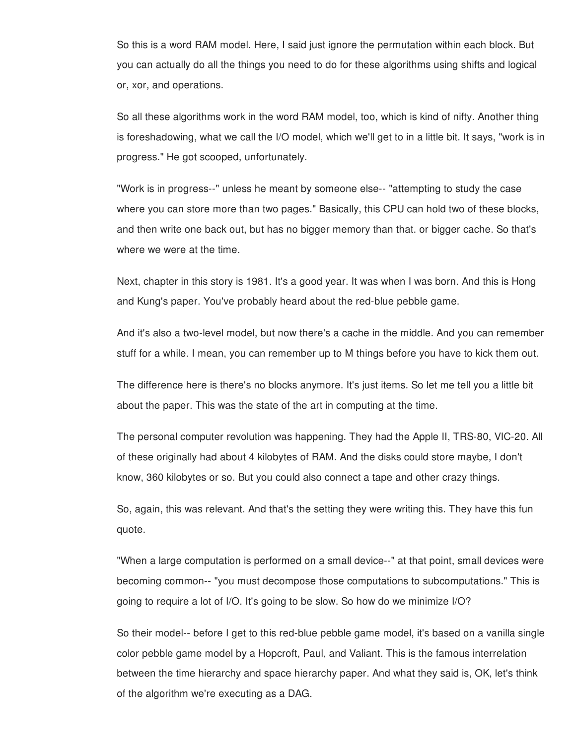So this is a word RAM model. Here, I said just ignore the permutation within each block. But you can actually do all the things you need to do for these algorithms using shifts and logical or, xor, and operations.

So all these algorithms work in the word RAM model, too, which is kind of nifty. Another thing is foreshadowing, what we call the I/O model, which we'll get to in a little bit. It says, "work is in progress." He got scooped, unfortunately.

"Work is in progress--" unless he meant by someone else-- "attempting to study the case where you can store more than two pages." Basically, this CPU can hold two of these blocks, and then write one back out, but has no bigger memory than that. or bigger cache. So that's where we were at the time.

Next, chapter in this story is 1981. It's a good year. It was when I was born. And this is Hong and Kung's paper. You've probably heard about the red-blue pebble game.

And it's also a two-level model, but now there's a cache in the middle. And you can remember stuff for a while. I mean, you can remember up to M things before you have to kick them out.

The difference here is there's no blocks anymore. It's just items. So let me tell you a little bit about the paper. This was the state of the art in computing at the time.

The personal computer revolution was happening. They had the Apple II, TRS-80, VIC-20. All of these originally had about 4 kilobytes of RAM. And the disks could store maybe, I don't know, 360 kilobytes or so. But you could also connect a tape and other crazy things.

So, again, this was relevant. And that's the setting they were writing this. They have this fun quote.

"When a large computation is performed on a small device--" at that point, small devices were becoming common-- "you must decompose those computations to subcomputations." This is going to require a lot of I/O. It's going to be slow. So how do we minimize I/O?

So their model-- before I get to this red-blue pebble game model, it's based on a vanilla single color pebble game model by a Hopcroft, Paul, and Valiant. This is the famous interrelation between the time hierarchy and space hierarchy paper. And what they said is, OK, let's think of the algorithm we're executing as a DAG.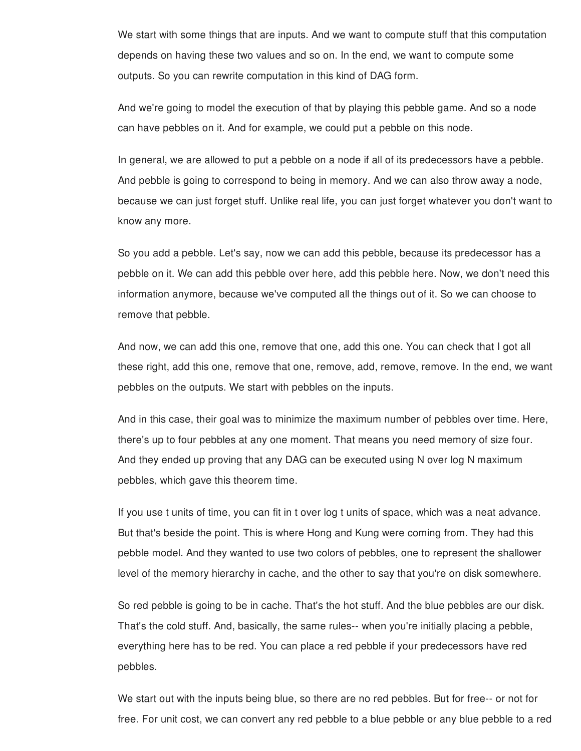We start with some things that are inputs. And we want to compute stuff that this computation depends on having these two values and so on. In the end, we want to compute some outputs. So you can rewrite computation in this kind of DAG form.

And we're going to model the execution of that by playing this pebble game. And so a node can have pebbles on it. And for example, we could put a pebble on this node.

In general, we are allowed to put a pebble on a node if all of its predecessors have a pebble. And pebble is going to correspond to being in memory. And we can also throw away a node, because we can just forget stuff. Unlike real life, you can just forget whatever you don't want to know any more.

So you add a pebble. Let's say, now we can add this pebble, because its predecessor has a pebble on it. We can add this pebble over here, add this pebble here. Now, we don't need this information anymore, because we've computed all the things out of it. So we can choose to remove that pebble.

And now, we can add this one, remove that one, add this one. You can check that I got all these right, add this one, remove that one, remove, add, remove, remove. In the end, we want pebbles on the outputs. We start with pebbles on the inputs.

And in this case, their goal was to minimize the maximum number of pebbles over time. Here, there's up to four pebbles at any one moment. That means you need memory of size four. And they ended up proving that any DAG can be executed using N over log N maximum pebbles, which gave this theorem time.

If you use t units of time, you can fit in t over log t units of space, which was a neat advance. But that's beside the point. This is where Hong and Kung were coming from. They had this pebble model. And they wanted to use two colors of pebbles, one to represent the shallower level of the memory hierarchy in cache, and the other to say that you're on disk somewhere.

So red pebble is going to be in cache. That's the hot stuff. And the blue pebbles are our disk. That's the cold stuff. And, basically, the same rules-- when you're initially placing a pebble, everything here has to be red. You can place a red pebble if your predecessors have red pebbles.

We start out with the inputs being blue, so there are no red pebbles. But for free-- or not for free. For unit cost, we can convert any red pebble to a blue pebble or any blue pebble to a red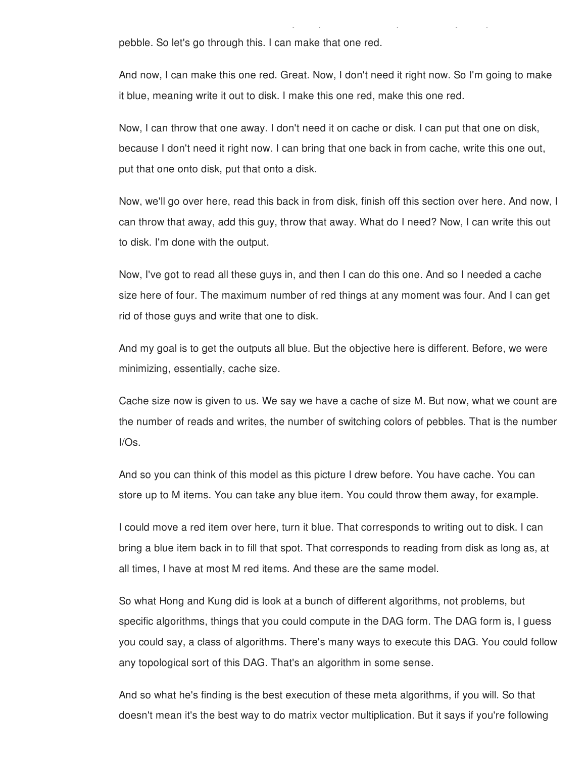pebble. So let's go through this. I can make that one red.

And now, I can make this one red. Great. Now, I don't need it right now. So I'm going to make it blue, meaning write it out to disk. I make this one red, make this one red.

Now, I can throw that one away. I don't need it on cache or disk. I can put that one on disk, because I don't need it right now. I can bring that one back in from cache, write this one out, put that one onto disk, put that onto a disk.

Now, we'll go over here, read this back in from disk, finish off this section over here. And now, I can throw that away, add this guy, throw that away. What do I need? Now, I can write this out to disk. I'm done with the output.

Now, I've got to read all these guys in, and then I can do this one. And so I needed a cache size here of four. The maximum number of red things at any moment was four. And I can get rid of those guys and write that one to disk.

And my goal is to get the outputs all blue. But the objective here is different. Before, we were minimizing, essentially, cache size.

Cache size now is given to us. We say we have a cache of size M. But now, what we count are the number of reads and writes, the number of switching colors of pebbles. That is the number I/Os.

And so you can think of this model as this picture I drew before. You have cache. You can store up to M items. You can take any blue item. You could throw them away, for example.

I could move a red item over here, turn it blue. That corresponds to writing out to disk. I can bring a blue item back in to fill that spot. That corresponds to reading from disk as long as, at all times, I have at most M red items. And these are the same model.

So what Hong and Kung did is look at a bunch of different algorithms, not problems, but specific algorithms, things that you could compute in the DAG form. The DAG form is, I guess you could say, a class of algorithms. There's many ways to execute this DAG. You could follow any topological sort of this DAG. That's an algorithm in some sense.

And so what he's finding is the best execution of these meta algorithms, if you will. So that doesn't mean it's the best way to do matrix vector multiplication. But it says if you're following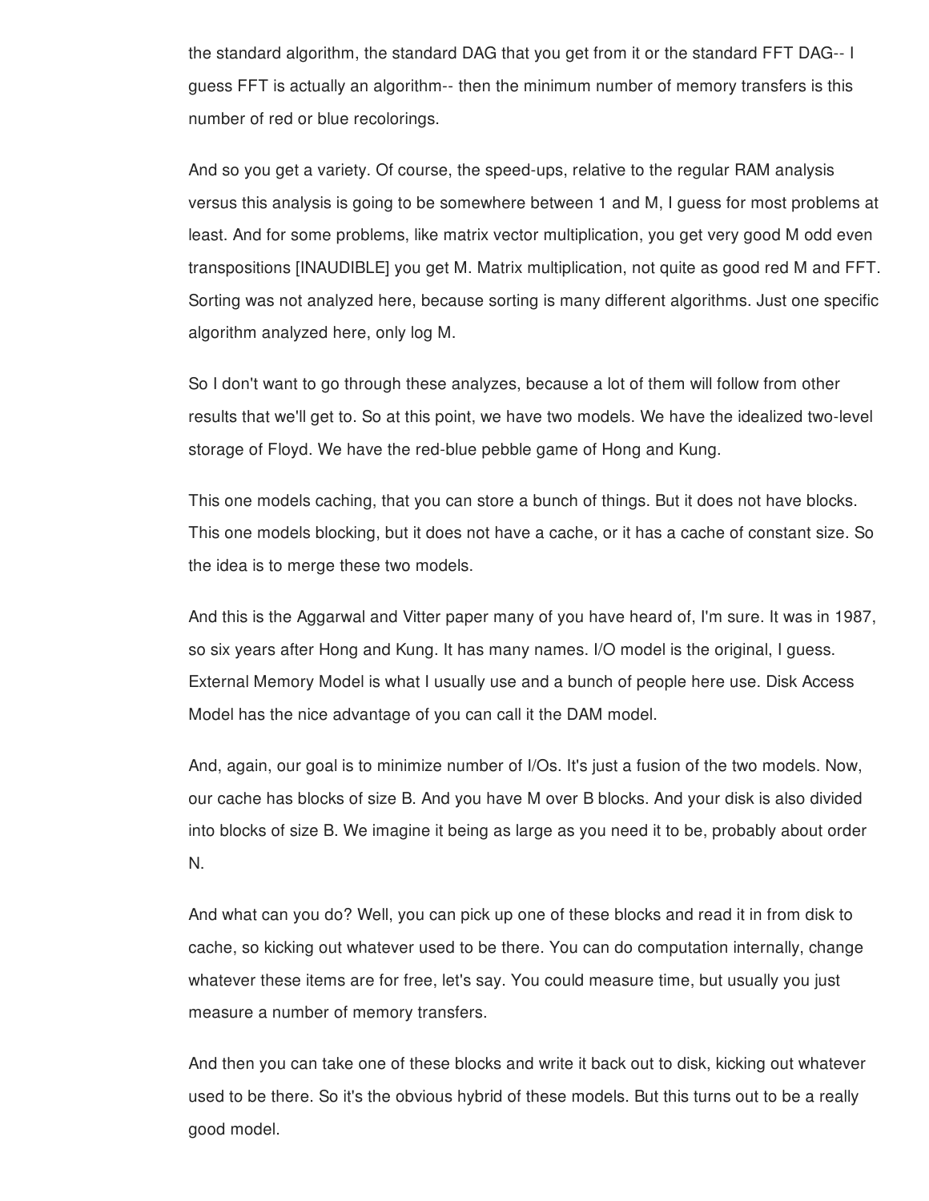the standard algorithm, the standard DAG that you get from it or the standard FFT DAG-- I guess FFT is actually an algorithm-- then the minimum number of memory transfers is this number of red or blue recolorings.

And so you get a variety. Of course, the speed-ups, relative to the regular RAM analysis versus this analysis is going to be somewhere between 1 and M, I guess for most problems at least. And for some problems, like matrix vector multiplication, you get very good M odd even transpositions [INAUDIBLE] you get M. Matrix multiplication, not quite as good red M and FFT. Sorting was not analyzed here, because sorting is many different algorithms. Just one specific algorithm analyzed here, only log M.

So I don't want to go through these analyzes, because a lot of them will follow from other results that we'll get to. So at this point, we have two models. We have the idealized two-level storage of Floyd. We have the red-blue pebble game of Hong and Kung.

This one models caching, that you can store a bunch of things. But it does not have blocks. This one models blocking, but it does not have a cache, or it has a cache of constant size. So the idea is to merge these two models.

And this is the Aggarwal and Vitter paper many of you have heard of, I'm sure. It was in 1987, so six years after Hong and Kung. It has many names. I/O model is the original, I guess. External Memory Model is what I usually use and a bunch of people here use. Disk Access Model has the nice advantage of you can call it the DAM model.

And, again, our goal is to minimize number of I/Os. It's just a fusion of the two models. Now, our cache has blocks of size B. And you have M over B blocks. And your disk is also divided into blocks of size B. We imagine it being as large as you need it to be, probably about order N.

And what can you do? Well, you can pick up one of these blocks and read it in from disk to cache, so kicking out whatever used to be there. You can do computation internally, change whatever these items are for free, let's say. You could measure time, but usually you just measure a number of memory transfers.

And then you can take one of these blocks and write it back out to disk, kicking out whatever used to be there. So it's the obvious hybrid of these models. But this turns out to be a really good model.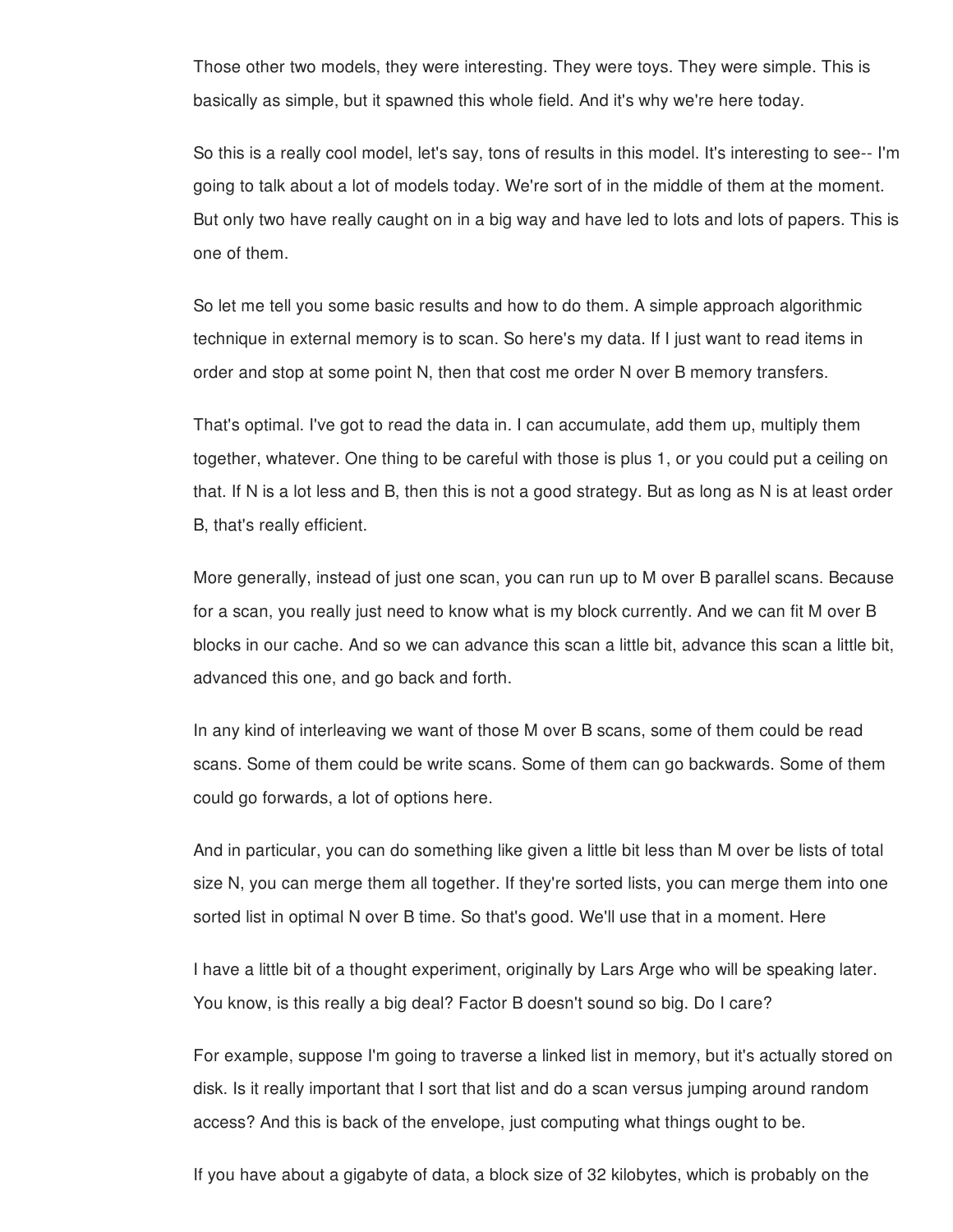Those other two models, they were interesting. They were toys. They were simple. This is basically as simple, but it spawned this whole field. And it's why we're here today.

So this is a really cool model, let's say, tons of results in this model. It's interesting to see-- I'm going to talk about a lot of models today. We're sort of in the middle of them at the moment. But only two have really caught on in a big way and have led to lots and lots of papers. This is one of them.

So let me tell you some basic results and how to do them. A simple approach algorithmic technique in external memory is to scan. So here's my data. If I just want to read items in order and stop at some point N, then that cost me order N over B memory transfers.

That's optimal. I've got to read the data in. I can accumulate, add them up, multiply them together, whatever. One thing to be careful with those is plus 1, or you could put a ceiling on that. If N is a lot less and B, then this is not a good strategy. But as long as N is at least order B, that's really efficient.

More generally, instead of just one scan, you can run up to M over B parallel scans. Because for a scan, you really just need to know what is my block currently. And we can fit M over B blocks in our cache. And so we can advance this scan a little bit, advance this scan a little bit, advanced this one, and go back and forth.

In any kind of interleaving we want of those M over B scans, some of them could be read scans. Some of them could be write scans. Some of them can go backwards. Some of them could go forwards, a lot of options here.

And in particular, you can do something like given a little bit less than M over be lists of total size N, you can merge them all together. If they're sorted lists, you can merge them into one sorted list in optimal N over B time. So that's good. We'll use that in a moment. Here

I have a little bit of a thought experiment, originally by Lars Arge who will be speaking later. You know, is this really a big deal? Factor B doesn't sound so big. Do I care?

For example, suppose I'm going to traverse a linked list in memory, but it's actually stored on disk. Is it really important that I sort that list and do a scan versus jumping around random access? And this is back of the envelope, just computing what things ought to be.

If you have about a gigabyte of data, a block size of 32 kilobytes, which is probably on the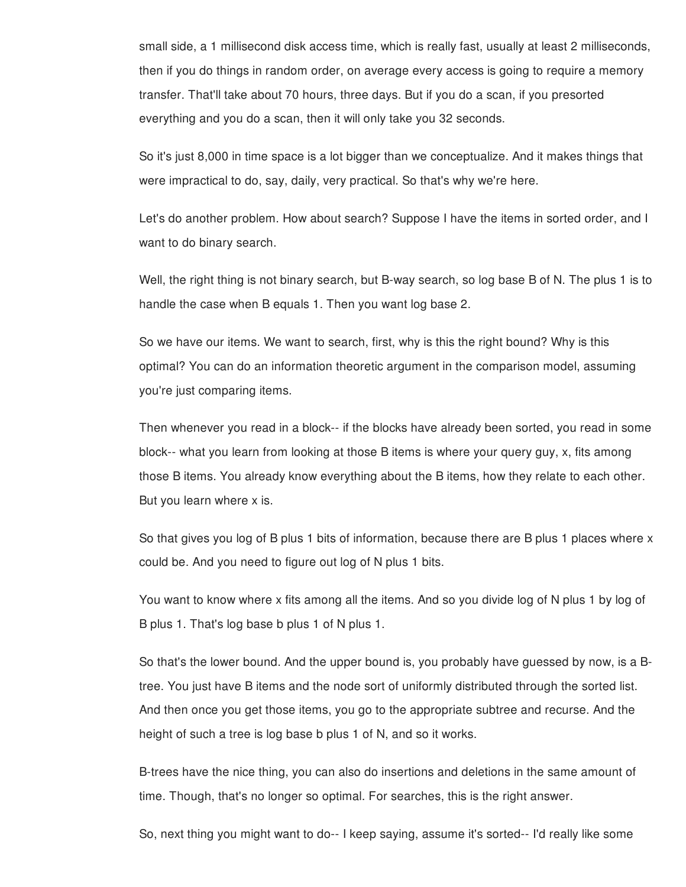small side, a 1 millisecond disk access time, which is really fast, usually at least 2 milliseconds, then if you do things in random order, on average every access is going to require a memory transfer. That'll take about 70 hours, three days. But if you do a scan, if you presorted everything and you do a scan, then it will only take you 32 seconds.

So it's just 8,000 in time space is a lot bigger than we conceptualize. And it makes things that were impractical to do, say, daily, very practical. So that's why we're here.

Let's do another problem. How about search? Suppose I have the items in sorted order, and I want to do binary search.

Well, the right thing is not binary search, but B-way search, so log base B of N. The plus 1 is to handle the case when B equals 1. Then you want log base 2.

So we have our items. We want to search, first, why is this the right bound? Why is this optimal? You can do an information theoretic argument in the comparison model, assuming you're just comparing items.

Then whenever you read in a block-- if the blocks have already been sorted, you read in some block-- what you learn from looking at those B items is where your query guy, x, fits among those B items. You already know everything about the B items, how they relate to each other. But you learn where x is.

So that gives you log of B plus 1 bits of information, because there are B plus 1 places where x could be. And you need to figure out log of N plus 1 bits.

You want to know where x fits among all the items. And so you divide log of N plus 1 by log of B plus 1. That's log base b plus 1 of N plus 1.

So that's the lower bound. And the upper bound is, you probably have guessed by now, is a B-tree. You just have B items and the node sort of uniformly distributed through the sorted list. And then once you get those items, you go to the appropriate subtree and recurse. And the height of such a tree is log base b plus 1 of N, and so it works.

B-trees have the nice thing, you can also do insertions and deletions in the same amount of time. Though, that's no longer so optimal. For searches, this is the right answer.

So, next thing you might want to do-- I keep saying, assume it's sorted-- I'd really like some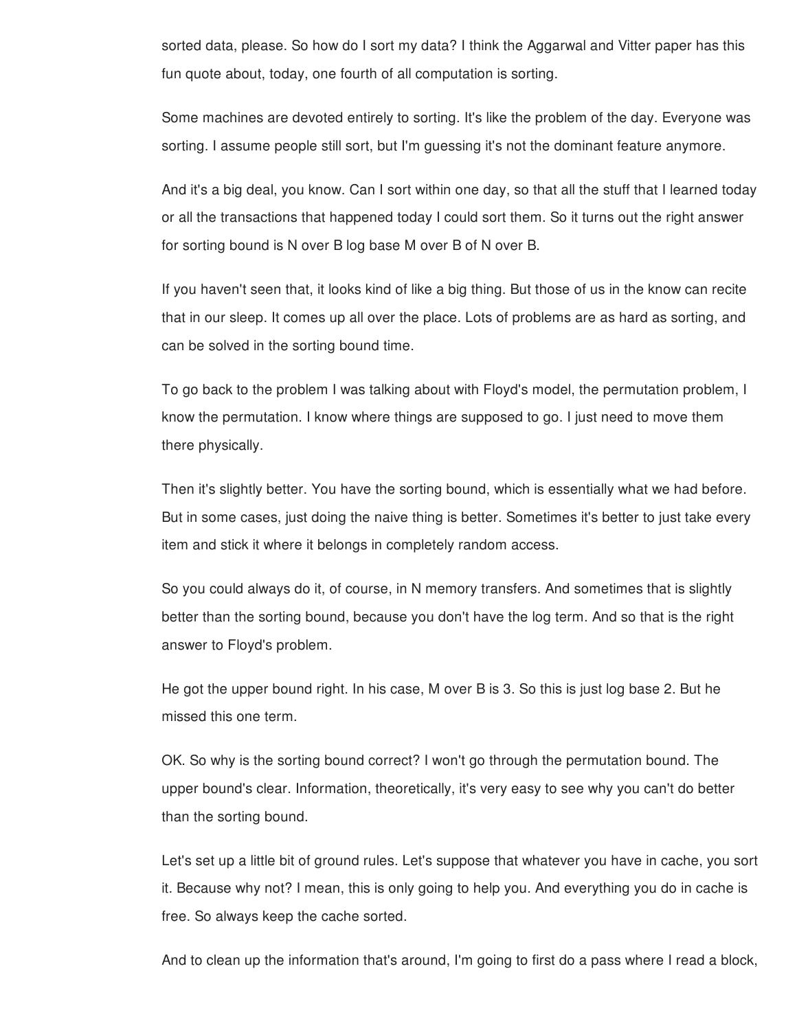sorted data, please. So how do I sort my data? I think the Aggarwal and Vitter paper has this fun quote about, today, one fourth of all computation is sorting.

Some machines are devoted entirely to sorting. It's like the problem of the day. Everyone was sorting. I assume people still sort, but I'm guessing it's not the dominant feature anymore.

And it's a big deal, you know. Can I sort within one day, so that all the stuff that I learned today or all the transactions that happened today I could sort them. So it turns out the right answer for sorting bound is N over B log base M over B of N over B.

If you haven't seen that, it looks kind of like a big thing. But those of us in the know can recite that in our sleep. It comes up all over the place. Lots of problems are as hard as sorting, and can be solved in the sorting bound time.

To go back to the problem I was talking about with Floyd's model, the permutation problem, I know the permutation. I know where things are supposed to go. I just need to move them there physically.

Then it's slightly better. You have the sorting bound, which is essentially what we had before. But in some cases, just doing the naive thing is better. Sometimes it's better to just take every item and stick it where it belongs in completely random access.

So you could always do it, of course, in N memory transfers. And sometimes that is slightly better than the sorting bound, because you don't have the log term. And so that is the right answer to Floyd's problem.

He got the upper bound right. In his case, M over B is 3. So this is just log base 2. But he missed this one term.

OK. So why is the sorting bound correct? I won't go through the permutation bound. The upper bound's clear. Information, theoretically, it's very easy to see why you can't do better than the sorting bound.

Let's set up a little bit of ground rules. Let's suppose that whatever you have in cache, you sort it. Because why not? I mean, this is only going to help you. And everything you do in cache is free. So always keep the cache sorted.

And to clean up the information that's around, I'm going to first do a pass where I read a block,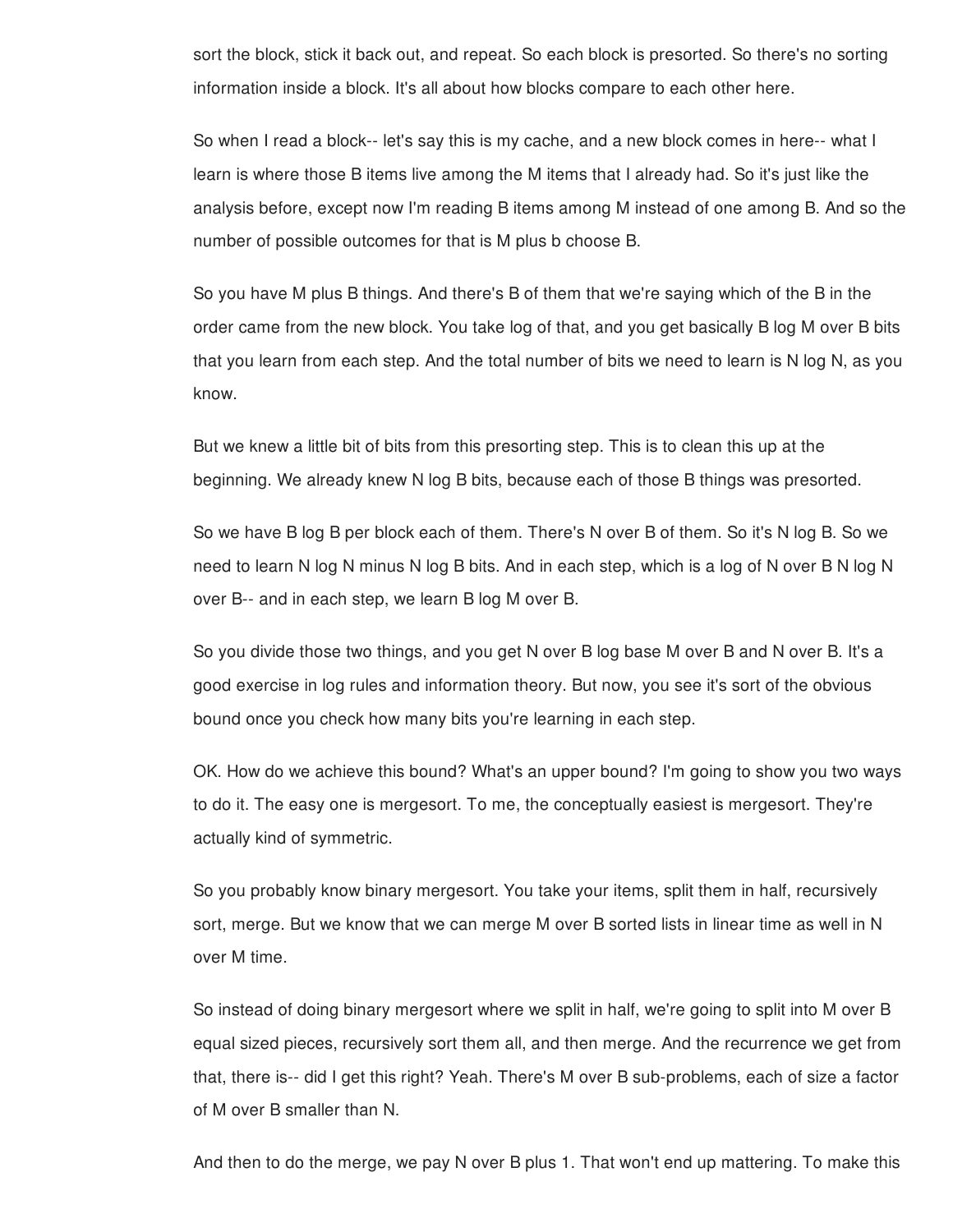sort the block, stick it back out, and repeat. So each block is presorted. So there's no sorting information inside a block. It's all about how blocks compare to each other here.

So when I read a block-- let's say this is my cache, and a new block comes in here-- what I learn is where those B items live among the M items that I already had. So it's just like the analysis before, except now I'm reading B items among M instead of one among B. And so the number of possible outcomes for that is M plus b choose B.

So you have M plus B things. And there's B of them that we're saying which of the B in the order came from the new block. You take log of that, and you get basically B log M over B bits that you learn from each step. And the total number of bits we need to learn is N log N, as you know.

But we knew a little bit of bits from this presorting step. This is to clean this up at the beginning. We already knew N log B bits, because each of those B things was presorted.

So we have B log B per block each of them. There's N over B of them. So it's N log B. So we need to learn N log N minus N log B bits. And in each step, which is a log of N over B N log N over B-- and in each step, we learn B log M over B.

So you divide those two things, and you get N over B log base M over B and N over B. It's a good exercise in log rules and information theory. But now, you see it's sort of the obvious bound once you check how many bits you're learning in each step.

OK. How do we achieve this bound? What's an upper bound? I'm going to show you two ways to do it. The easy one is mergesort. To me, the conceptually easiest is mergesort. They're actually kind of symmetric.

So you probably know binary mergesort. You take your items, split them in half, recursively sort, merge. But we know that we can merge M over B sorted lists in linear time as well in N over M time.

So instead of doing binary mergesort where we split in half, we're going to split into M over B equal sized pieces, recursively sort them all, and then merge. And the recurrence we get from that, there is-- did I get this right? Yeah. There's M over B sub-problems, each of size a factor of M over B smaller than N.

And then to do the merge, we pay N over B plus 1. That won't end up mattering. To make this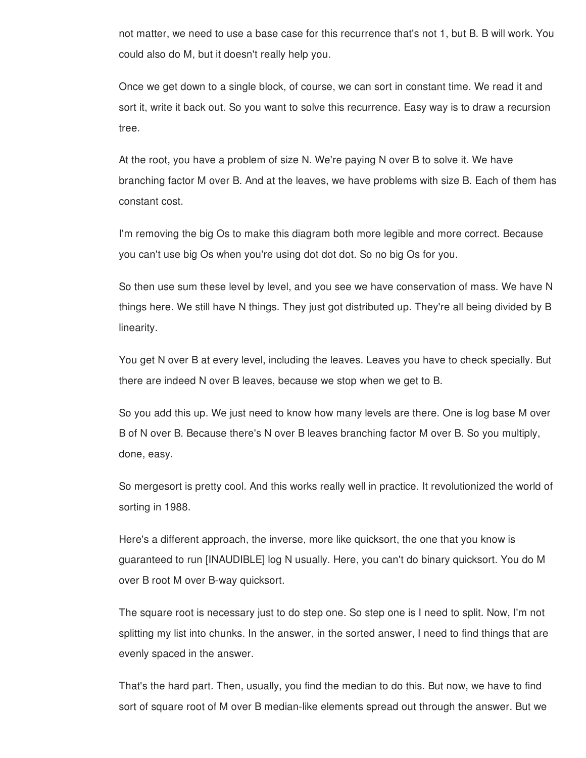not matter, we need to use a base case for this recurrence that's not 1, but B. B will work. You could also do M, but it doesn't really help you.

Once we get down to a single block, of course, we can sort in constant time. We read it and sort it, write it back out. So you want to solve this recurrence. Easy way is to draw a recursion tree.

At the root, you have a problem of size N. We're paying N over B to solve it. We have branching factor M over B. And at the leaves, we have problems with size B. Each of them has constant cost.

I'm removing the big Os to make this diagram both more legible and more correct. Because you can't use big Os when you're using dot dot dot. So no big Os for you.

So then use sum these level by level, and you see we have conservation of mass. We have N things here. We still have N things. They just got distributed up. They're all being divided by B linearity.

You get N over B at every level, including the leaves. Leaves you have to check specially. But there are indeed N over B leaves, because we stop when we get to B.

So you add this up. We just need to know how many levels are there. One is log base M over B of N over B. Because there's N over B leaves branching factor M over B. So you multiply, done, easy.

So mergesort is pretty cool. And this works really well in practice. It revolutionized the world of sorting in 1988.

Here's a different approach, the inverse, more like quicksort, the one that you know is guaranteed to run [INAUDIBLE] log N usually. Here, you can't do binary quicksort. You do M over B root M over B-way quicksort.

The square root is necessary just to do step one. So step one is I need to split. Now, I'm not splitting my list into chunks. In the answer, in the sorted answer, I need to find things that are evenly spaced in the answer.

That's the hard part. Then, usually, you find the median to do this. But now, we have to find sort of square root of M over B median-like elements spread out through the answer. But we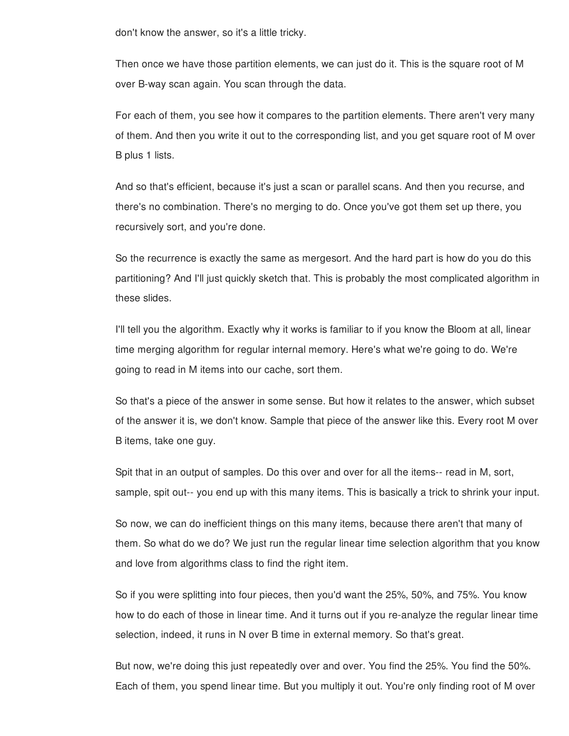don't know the answer, so it's a little tricky.

Then once we have those partition elements, we can just do it. This is the square root of M over B-way scan again. You scan through the data.

For each of them, you see how it compares to the partition elements. There aren't very many of them. And then you write it out to the corresponding list, and you get square root of M over B plus 1 lists.

And so that's efficient, because it's just a scan or parallel scans. And then you recurse, and there's no combination. There's no merging to do. Once you've got them set up there, you recursively sort, and you're done.

So the recurrence is exactly the same as mergesort. And the hard part is how do you do this partitioning? And I'll just quickly sketch that. This is probably the most complicated algorithm in these slides.

I'll tell you the algorithm. Exactly why it works is familiar to if you know the Bloom at all, linear time merging algorithm for regular internal memory. Here's what we're going to do. We're going to read in M items into our cache, sort them.

So that's a piece of the answer in some sense. But how it relates to the answer, which subset of the answer it is, we don't know. Sample that piece of the answer like this. Every root M over B items, take one guy.

Spit that in an output of samples. Do this over and over for all the items-- read in M, sort, sample, spit out-- you end up with this many items. This is basically a trick to shrink your input.

So now, we can do inefficient things on this many items, because there aren't that many of them. So what do we do? We just run the regular linear time selection algorithm that you know and love from algorithms class to find the right item.

So if you were splitting into four pieces, then you'd want the 25%, 50%, and 75%. You know how to do each of those in linear time. And it turns out if you re-analyze the regular linear time selection, indeed, it runs in N over B time in external memory. So that's great.

But now, we're doing this just repeatedly over and over. You find the 25%. You find the 50%. Each of them, you spend linear time. But you multiply it out. You're only finding root of M over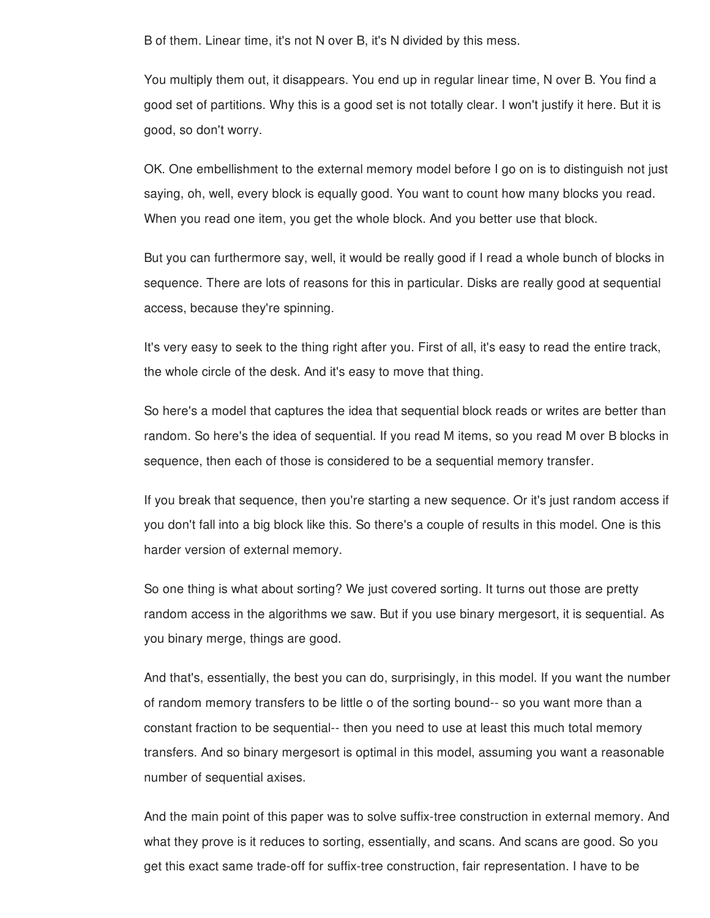B of them. Linear time, it's not N over B, it's N divided by this mess.

You multiply them out, it disappears. You end up in regular linear time, N over B. You find a good set of partitions. Why this is a good set is not totally clear. I won't justify it here. But it is good, so don't worry.

OK. One embellishment to the external memory model before I go on is to distinguish not just saying, oh, well, every block is equally good. You want to count how many blocks you read. When you read one item, you get the whole block. And you better use that block.

But you can furthermore say, well, it would be really good if I read a whole bunch of blocks in sequence. There are lots of reasons for this in particular. Disks are really good at sequential access, because they're spinning.

It's very easy to seek to the thing right after you. First of all, it's easy to read the entire track, the whole circle of the desk. And it's easy to move that thing.

So here's a model that captures the idea that sequential block reads or writes are better than random. So here's the idea of sequential. If you read M items, so you read M over B blocks in sequence, then each of those is considered to be a sequential memory transfer.

If you break that sequence, then you're starting a new sequence. Or it's just random access if you don't fall into a big block like this. So there's a couple of results in this model. One is this harder version of external memory.

So one thing is what about sorting? We just covered sorting. It turns out those are pretty random access in the algorithms we saw. But if you use binary mergesort, it is sequential. As you binary merge, things are good.

And that's, essentially, the best you can do, surprisingly, in this model. If you want the number of random memory transfers to be little o of the sorting bound-- so you want more than a constant fraction to be sequential-- then you need to use at least this much total memory transfers. And so binary mergesort is optimal in this model, assuming you want a reasonable number of sequential axises.

And the main point of this paper was to solve suffix-tree construction in external memory. And what they prove is it reduces to sorting, essentially, and scans. And scans are good. So you get this exact same trade-off for suffix-tree construction, fair representation. I have to be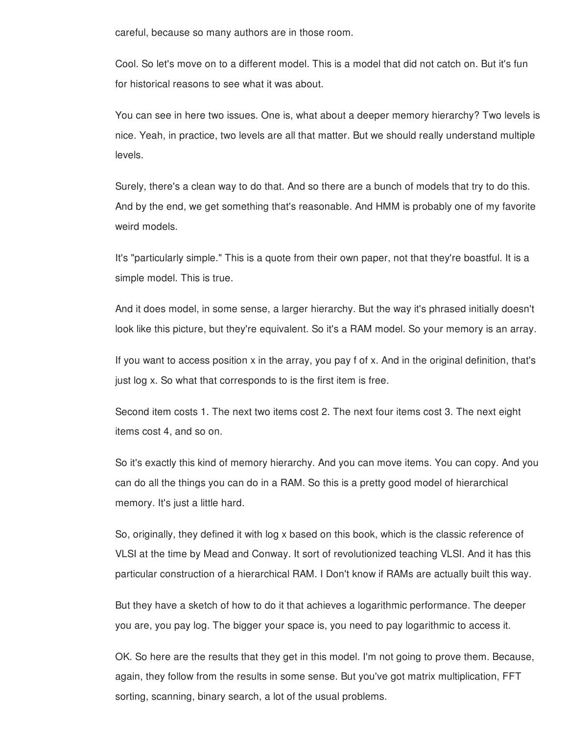careful, because so many authors are in those room.

Cool. So let's move on to a different model. This is a model that did not catch on. But it's fun for historical reasons to see what it was about.

You can see in here two issues. One is, what about a deeper memory hierarchy? Two levels is nice. Yeah, in practice, two levels are all that matter. But we should really understand multiple levels.

Surely, there's a clean way to do that. And so there are a bunch of models that try to do this. And by the end, we get something that's reasonable. And HMM is probably one of my favorite weird models.

It's "particularly simple." This is a quote from their own paper, not that they're boastful. It is a simple model. This is true.

And it does model, in some sense, a larger hierarchy. But the way it's phrased initially doesn't look like this picture, but they're equivalent. So it's a RAM model. So your memory is an array.

If you want to access position x in the array, you pay f of x. And in the original definition, that's just log x. So what that corresponds to is the first item is free.

Second item costs 1. The next two items cost 2. The next four items cost 3. The next eight items cost 4, and so on.

So it's exactly this kind of memory hierarchy. And you can move items. You can copy. And you can do all the things you can do in a RAM. So this is a pretty good model of hierarchical memory. It's just a little hard.

So, originally, they defined it with log x based on this book, which is the classic reference of VLSI at the time by Mead and Conway. It sort of revolutionized teaching VLSI. And it has this particular construction of a hierarchical RAM. I Don't know if RAMs are actually built this way.

But they have a sketch of how to do it that achieves a logarithmic performance. The deeper you are, you pay log. The bigger your space is, you need to pay logarithmic to access it.

OK. So here are the results that they get in this model. I'm not going to prove them. Because, again, they follow from the results in some sense. But you've got matrix multiplication, FFT sorting, scanning, binary search, a lot of the usual problems.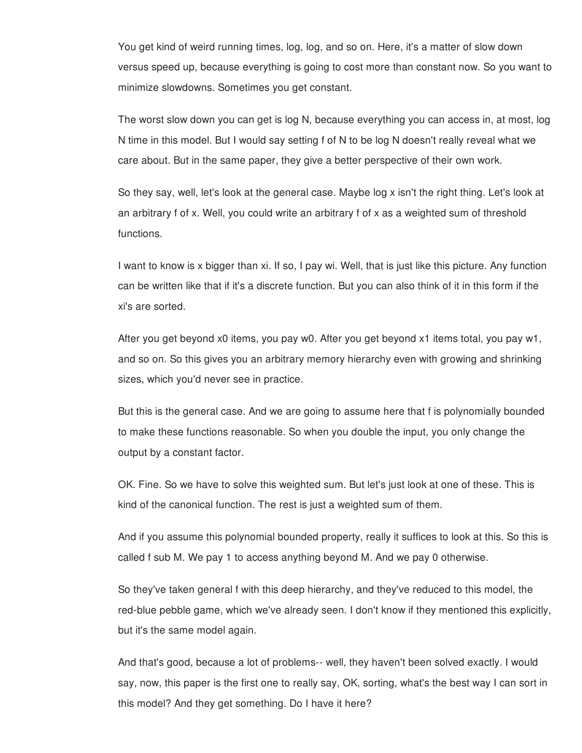You get kind of weird running times, log, log, and so on. Here, it's a matter of slow down versus speed up, because everything is going to cost more than constant now. So you want to minimize slowdowns. Sometimes you get constant.

The worst slow down you can get is log N, because everything you can access in, at most, log N time in this model. But I would say setting f of N to be log N doesn't really reveal what we care about. But in the same paper, they give a better perspective of their own work.

So they say, well, let's look at the general case. Maybe log x isn't the right thing. Let's look at an arbitrary f of x. Well, you could write an arbitrary f of x as a weighted sum of threshold functions.

I want to know is x bigger than xi. If so, I pay wi. Well, that is just like this picture. Any function can be written like that if it's a discrete function. But you can also think of it in this form if the xi's are sorted.

After you get beyond x0 items, you pay w0. After you get beyond x1 items total, you pay w1, and so on. So this gives you an arbitrary memory hierarchy even with growing and shrinking sizes, which you'd never see in practice.

But this is the general case. And we are going to assume here that f is polynomially bounded to make these functions reasonable. So when you double the input, you only change the output by a constant factor.

OK. Fine. So we have to solve this weighted sum. But let's just look at one of these. This is kind of the canonical function. The rest is just a weighted sum of them.

And if you assume this polynomial bounded property, really it suffices to look at this. So this is called f sub M. We pay 1 to access anything beyond M. And we pay 0 otherwise.

So they've taken general f with this deep hierarchy, and they've reduced to this model, the red-blue pebble game, which we've already seen. I don't know if they mentioned this explicitly, but it's the same model again.

And that's good, because a lot of problems-- well, they haven't been solved exactly. I would say, now, this paper is the first one to really say, OK, sorting, what's the best way I can sort in this model? And they get something. Do I have it here?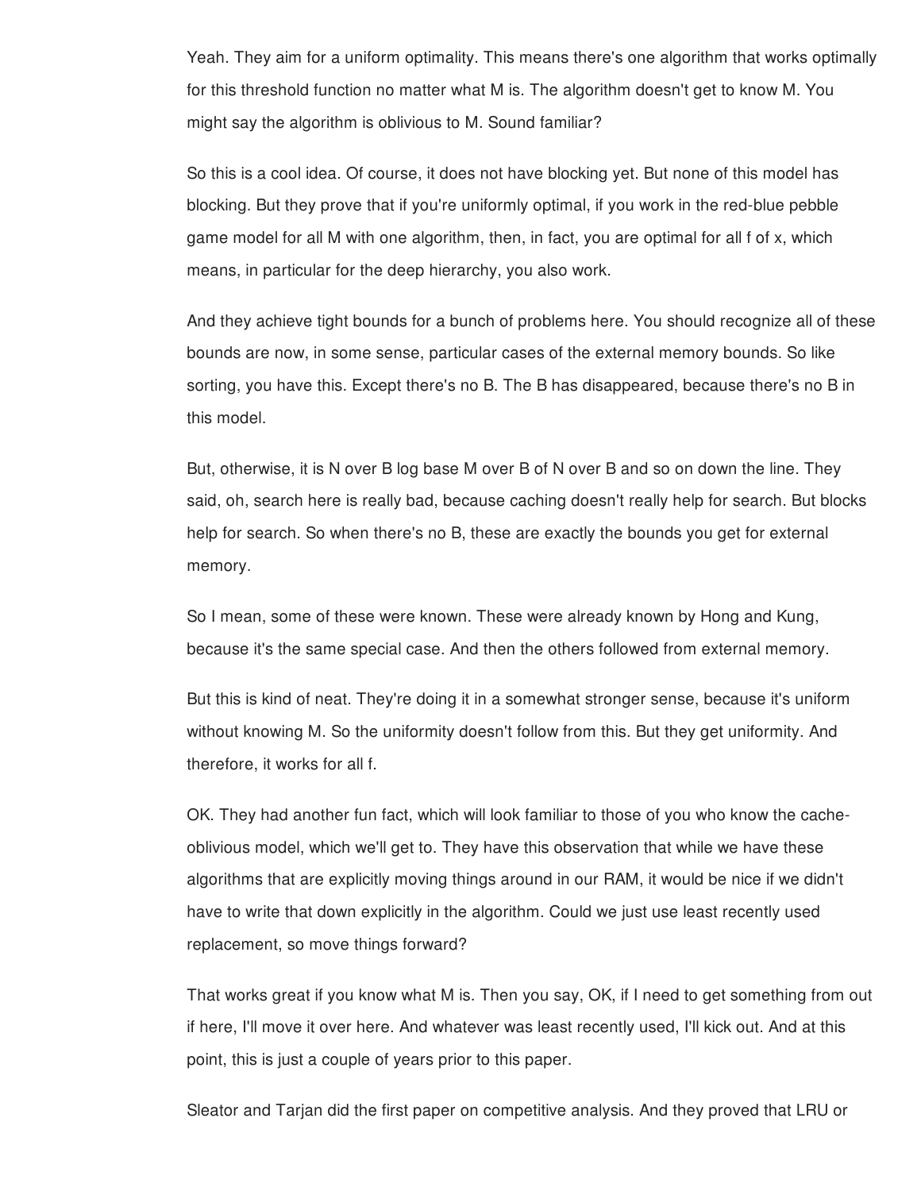Yeah. They aim for a uniform optimality. This means there's one algorithm that works optimally for this threshold function no matter what M is. The algorithm doesn't get to know M. You might say the algorithm is oblivious to M. Sound familiar?

So this is a cool idea. Of course, it does not have blocking yet. But none of this model has blocking. But they prove that if you're uniformly optimal, if you work in the red-blue pebble game model for all M with one algorithm, then, in fact, you are optimal for all f of x, which means, in particular for the deep hierarchy, you also work.

And they achieve tight bounds for a bunch of problems here. You should recognize all of these bounds are now, in some sense, particular cases of the external memory bounds. So like sorting, you have this. Except there's no B. The B has disappeared, because there's no B in this model.

But, otherwise, it is N over B log base M over B of N over B and so on down the line. They said, oh, search here is really bad, because caching doesn't really help for search. But blocks help for search. So when there's no B, these are exactly the bounds you get for external memory.

So I mean, some of these were known. These were already known by Hong and Kung, because it's the same special case. And then the others followed from external memory.

But this is kind of neat. They're doing it in a somewhat stronger sense, because it's uniform without knowing M. So the uniformity doesn't follow from this. But they get uniformity. And therefore, it works for all f.

OK. They had another fun fact, which will look familiar to those of you who know the cache-oblivious model, which we'll get to. They have this observation that while we have these algorithms that are explicitly moving things around in our RAM, it would be nice if we didn't have to write that down explicitly in the algorithm. Could we just use least recently used replacement, so move things forward?

That works great if you know what M is. Then you say, OK, if I need to get something from out if here, I'll move it over here. And whatever was least recently used, I'll kick out. And at this point, this is just a couple of years prior to this paper.

Sleator and Tarjan did the first paper on competitive analysis. And they proved that LRU or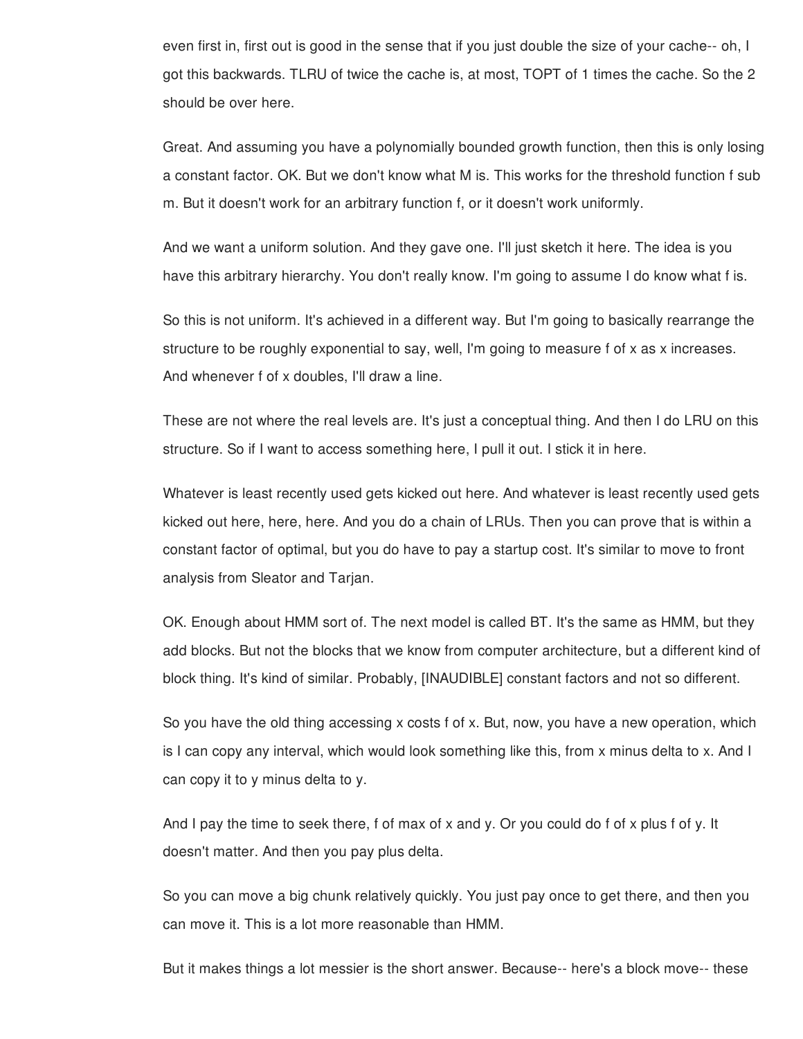even first in, first out is good in the sense that if you just double the size of your cache-- oh, I got this backwards. TLRU of twice the cache is, at most, TOPT of 1 times the cache. So the 2 should be over here.

Great. And assuming you have a polynomially bounded growth function, then this is only losing a constant factor. OK. But we don't know what M is. This works for the threshold function f sub m. But it doesn't work for an arbitrary function f, or it doesn't work uniformly.

And we want a uniform solution. And they gave one. I'll just sketch it here. The idea is you have this arbitrary hierarchy. You don't really know. I'm going to assume I do know what f is.

So this is not uniform. It's achieved in a different way. But I'm going to basically rearrange the structure to be roughly exponential to say, well, I'm going to measure f of x as x increases. And whenever f of x doubles, I'll draw a line.

These are not where the real levels are. It's just a conceptual thing. And then I do LRU on this structure. So if I want to access something here, I pull it out. I stick it in here.

Whatever is least recently used gets kicked out here. And whatever is least recently used gets kicked out here, here, here. And you do a chain of LRUs. Then you can prove that is within a constant factor of optimal, but you do have to pay a startup cost. It's similar to move to front analysis from Sleator and Tarjan.

OK. Enough about HMM sort of. The next model is called BT. It's the same as HMM, but they add blocks. But not the blocks that we know from computer architecture, but a different kind of block thing. It's kind of similar. Probably, [INAUDIBLE] constant factors and not so different.

So you have the old thing accessing x costs f of x. But, now, you have a new operation, which is I can copy any interval, which would look something like this, from x minus delta to x. And I can copy it to y minus delta to y.

And I pay the time to seek there, f of max of x and y. Or you could do f of x plus f of y. It doesn't matter. And then you pay plus delta.

So you can move a big chunk relatively quickly. You just pay once to get there, and then you can move it. This is a lot more reasonable than HMM.

But it makes things a lot messier is the short answer. Because-- here's a block move-- these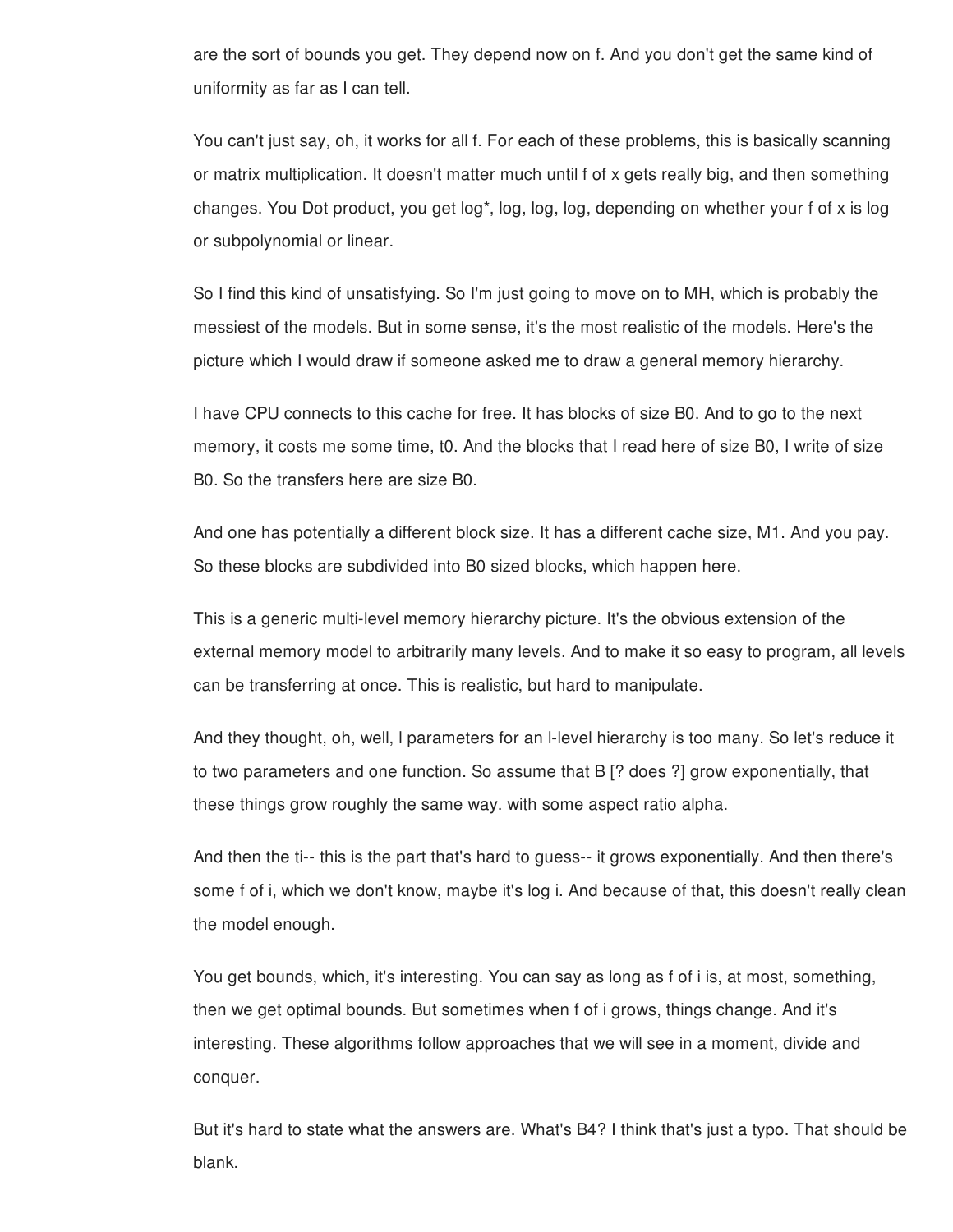are the sort of bounds you get. They depend now on f. And you don't get the same kind of uniformity as far as I can tell.

You can't just say, oh, it works for all f. For each of these problems, this is basically scanning or matrix multiplication. It doesn't matter much until f of x gets really big, and then something changes. You Dot product, you get log*, log, log, log, depending on whether your f of x is log or subpolynomial or linear.

So I find this kind of unsatisfying. So I'm just going to move on to MH, which is probably the messiest of the models. But in some sense, it's the most realistic of the models. Here's the picture which I would draw if someone asked me to draw a general memory hierarchy.

I have CPU connects to this cache for free. It has blocks of size B0. And to go to the next memory, it costs me some time, t0. And the blocks that I read here of size B0, I write of size B0. So the transfers here are size B0.

And one has potentially a different block size. It has a different cache size, M1. And you pay. So these blocks are subdivided into B0 sized blocks, which happen here.

This is a generic multi-level memory hierarchy picture. It's the obvious extension of the external memory model to arbitrarily many levels. And to make it so easy to program, all levels can be transferring at once. This is realistic, but hard to manipulate.

And they thought, oh, well, l parameters for an l-level hierarchy is too many. So let's reduce it to two parameters and one function. So assume that B [? does ?] grow exponentially, that these things grow roughly the same way. with some aspect ratio alpha.

And then the ti-- this is the part that's hard to guess-- it grows exponentially. And then there's some f of i, which we don't know, maybe it's log i. And because of that, this doesn't really clean the model enough.

You get bounds, which, it's interesting. You can say as long as f of i is, at most, something, then we get optimal bounds. But sometimes when f of i grows, things change. And it's interesting. These algorithms follow approaches that we will see in a moment, divide and conquer.

But it's hard to state what the answers are. What's B4? I think that's just a typo. That should be blank.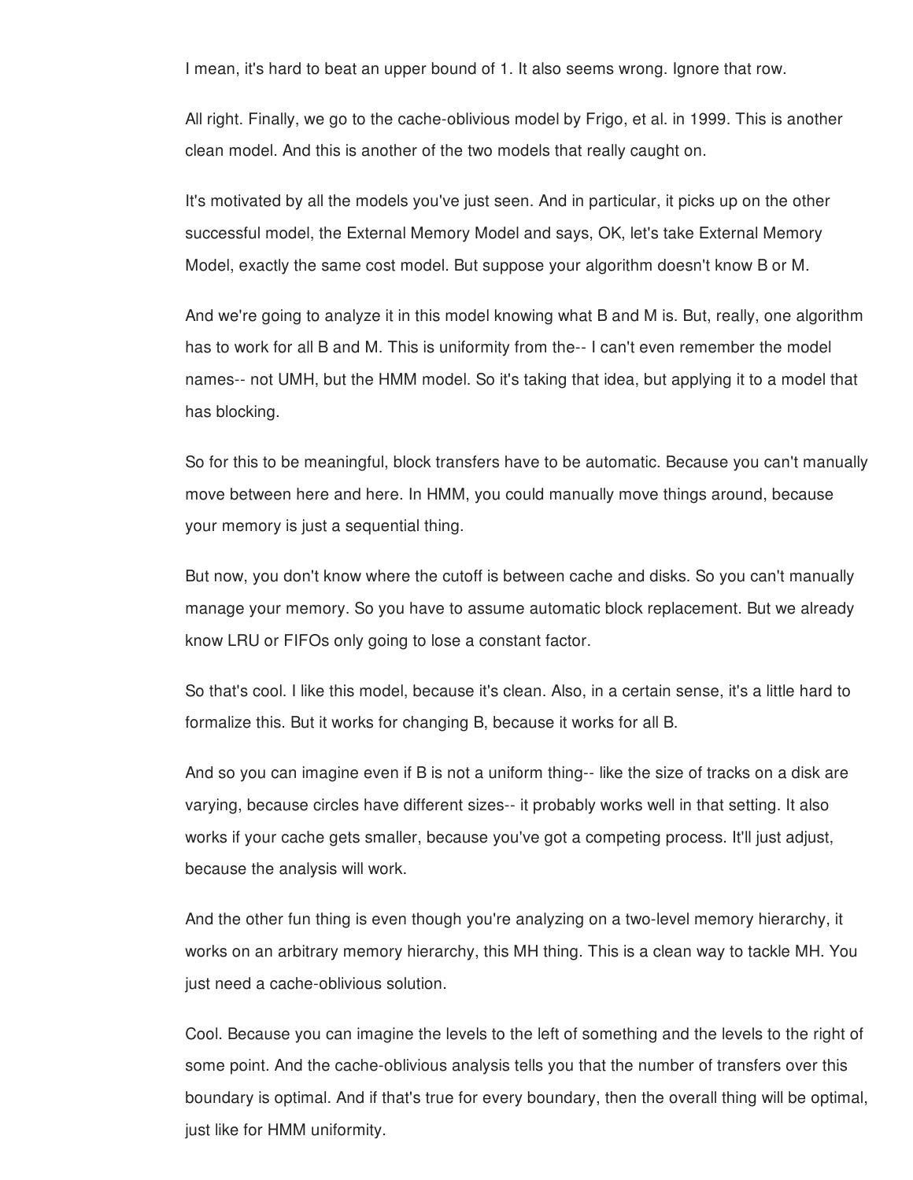I mean, it's hard to beat an upper bound of 1. It also seems wrong. Ignore that row.

All right. Finally, we go to the cache-oblivious model by Frigo, et al. in 1999. This is another clean model. And this is another of the two models that really caught on.

It's motivated by all the models you've just seen. And in particular, it picks up on the other successful model, the External Memory Model and says, OK, let's take External Memory Model, exactly the same cost model. But suppose your algorithm doesn't know B or M.

And we're going to analyze it in this model knowing what B and M is. But, really, one algorithm has to work for all B and M. This is uniformity from the-- I can't even remember the model names-- not UMH, but the HMM model. So it's taking that idea, but applying it to a model that has blocking.

So for this to be meaningful, block transfers have to be automatic. Because you can't manually move between here and here. In HMM, you could manually move things around, because your memory is just a sequential thing.

But now, you don't know where the cutoff is between cache and disks. So you can't manually manage your memory. So you have to assume automatic block replacement. But we already know LRU or FIFOs only going to lose a constant factor.

So that's cool. I like this model, because it's clean. Also, in a certain sense, it's a little hard to formalize this. But it works for changing B, because it works for all B.

And so you can imagine even if B is not a uniform thing-- like the size of tracks on a disk are varying, because circles have different sizes-- it probably works well in that setting. It also works if your cache gets smaller, because you've got a competing process. It'll just adjust, because the analysis will work.

And the other fun thing is even though you're analyzing on a two-level memory hierarchy, it works on an arbitrary memory hierarchy, this MH thing. This is a clean way to tackle MH. You just need a cache-oblivious solution.

Cool. Because you can imagine the levels to the left of something and the levels to the right of some point. And the cache-oblivious analysis tells you that the number of transfers over this boundary is optimal. And if that's true for every boundary, then the overall thing will be optimal, just like for HMM uniformity.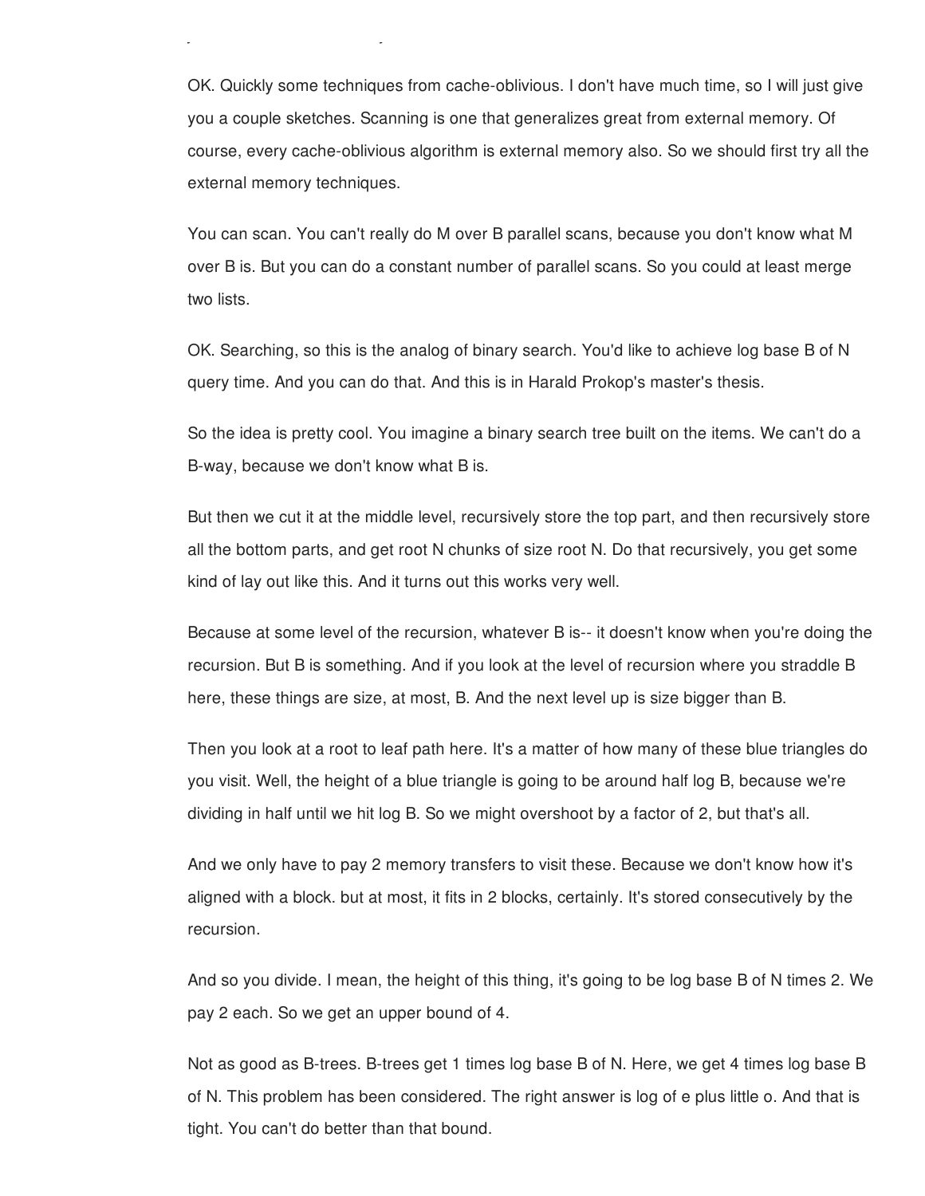OK. Quickly some techniques from cache-oblivious. I don't have much time, so I will just give you a couple sketches. Scanning is one that generalizes great from external memory. Of course, every cache-oblivious algorithm is external memory also. So we should first try all the external memory techniques.

You can scan. You can't really do M over B parallel scans, because you don't know what M over B is. But you can do a constant number of parallel scans. So you could at least merge two lists.

OK. Searching, so this is the analog of binary search. You'd like to achieve log base B of N query time. And you can do that. And this is in Harald Prokop's master's thesis.

So the idea is pretty cool. You imagine a binary search tree built on the items. We can't do a B-way, because we don't know what B is.

But then we cut it at the middle level, recursively store the top part, and then recursively store all the bottom parts, and get root N chunks of size root N. Do that recursively, you get some kind of lay out like this. And it turns out this works very well.

Because at some level of the recursion, whatever B is-- it doesn't know when you're doing the recursion. But B is something. And if you look at the level of recursion where you straddle B here, these things are size, at most, B. And the next level up is size bigger than B.

Then you look at a root to leaf path here. It's a matter of how many of these blue triangles do you visit. Well, the height of a blue triangle is going to be around half log B, because we're dividing in half until we hit log B. So we might overshoot by a factor of 2, but that's all.

And we only have to pay 2 memory transfers to visit these. Because we don't know how it's aligned with a block. but at most, it fits in 2 blocks, certainly. It's stored consecutively by the recursion.

And so you divide. I mean, the height of this thing, it's going to be log base B of N times 2. We pay 2 each. So we get an upper bound of 4.

Not as good as B-trees. B-trees get 1 times log base B of N. Here, we get 4 times log base B of N. This problem has been considered. The right answer is log of e plus little o. And that is tight. You can't do better than that bound.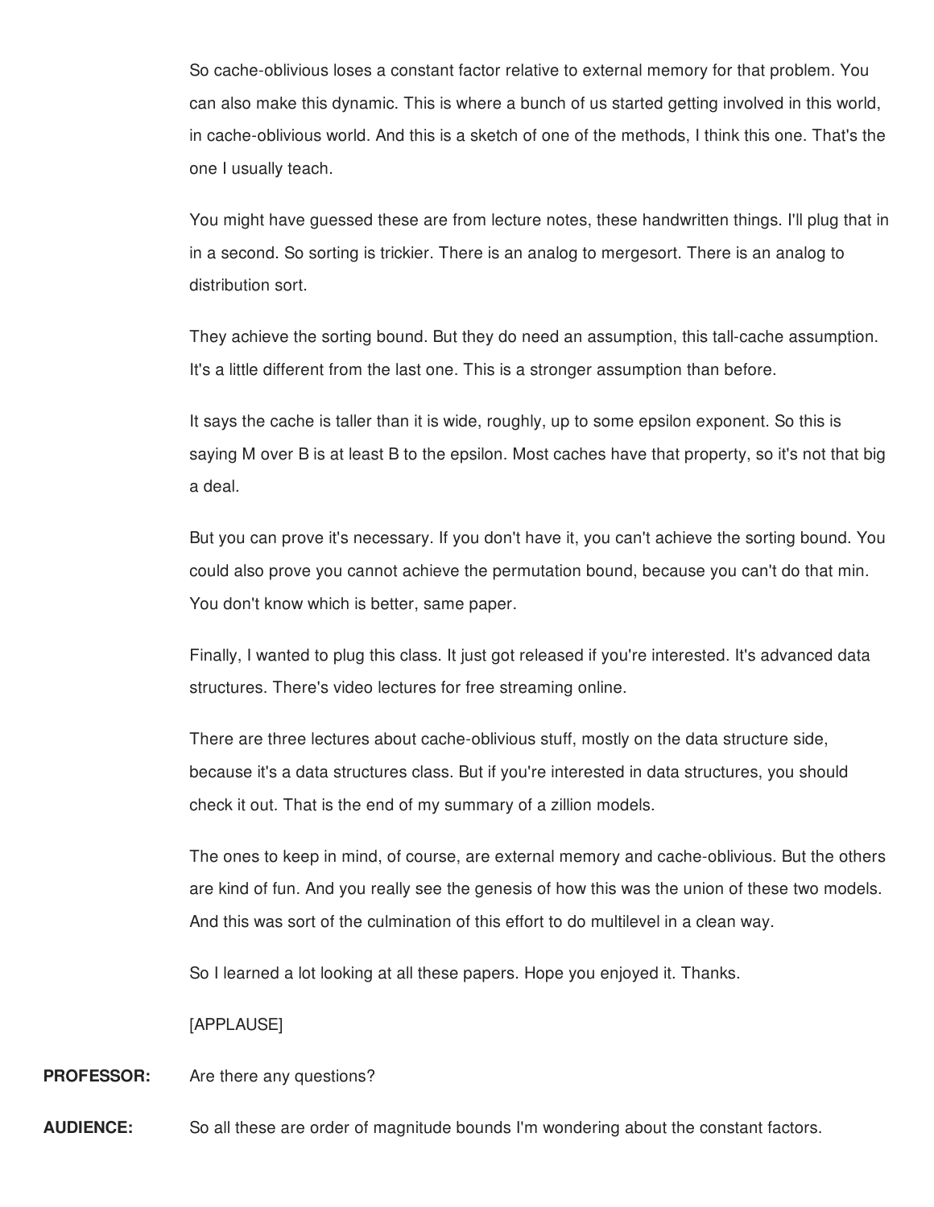So cache-oblivious loses a constant factor relative to external memory for that problem. You can also make this dynamic. This is where a bunch of us started getting involved in this world, in cache-oblivious world. And this is a sketch of one of the methods, I think this one. That's the one I usually teach.

You might have guessed these are from lecture notes, these handwritten things. I'll plug that in in a second. So sorting is trickier. There is an analog to mergesort. There is an analog to distribution sort.

They achieve the sorting bound. But they do need an assumption, this tall-cache assumption. It's a little different from the last one. This is a stronger assumption than before.

It says the cache is taller than it is wide, roughly, up to some epsilon exponent. So this is saying M over B is at least B to the epsilon. Most caches have that property, so it's not that big a deal.

But you can prove it's necessary. If you don't have it, you can't achieve the sorting bound. You could also prove you cannot achieve the permutation bound, because you can't do that min. You don't know which is better, same paper.

Finally, I wanted to plug this class. It just got released if you're interested. It's advanced data structures. There's video lectures for free streaming online.

There are three lectures about cache-oblivious stuff, mostly on the data structure side, because it's a data structures class. But if you're interested in data structures, you should check it out. That is the end of my summary of a zillion models.

The ones to keep in mind, of course, are external memory and cache-oblivious. But the others are kind of fun. And you really see the genesis of how this was the union of these two models. And this was sort of the culmination of this effort to do multilevel in a clean way.

So I learned a lot looking at all these papers. Hope you enjoyed it. Thanks.

[APPLAUSE]

**PROFESSOR:** Are there any questions?

**AUDIENCE:** So all these are order of magnitude bounds I'm wondering about the constant factors.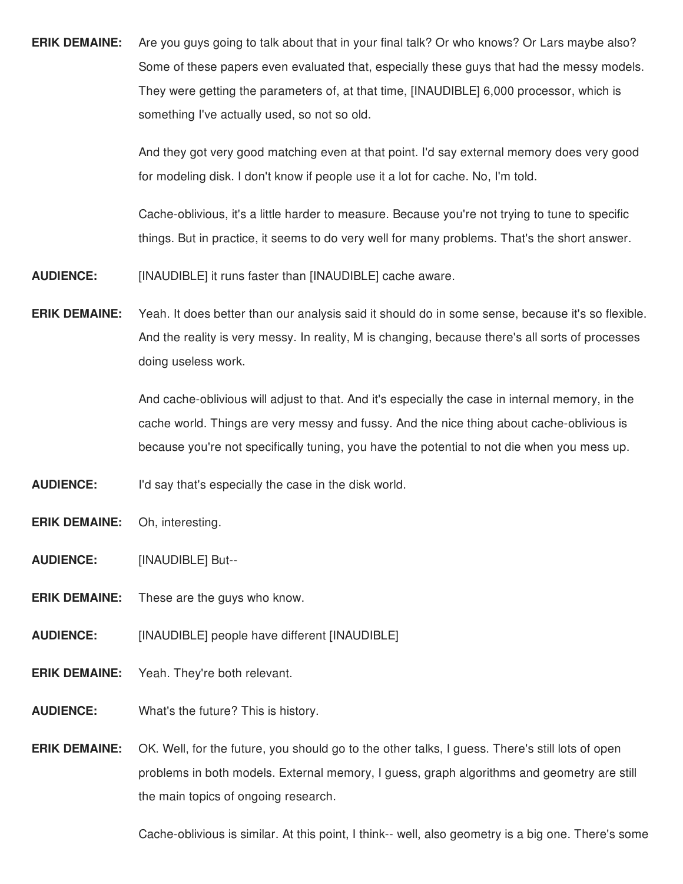**ERIK DEMAINE:** Are you guys going to talk about that in your final talk? Or who knows? Or Lars maybe also? Some of these papers even evaluated that, especially these guys that had the messy models. They were getting the parameters of, at that time, [INAUDIBLE] 6,000 processor, which is something I've actually used, so not so old.

And they got very good matching even at that point. I'd say external memory does very good for modeling disk. I don't know if people use it a lot for cache. No, I'm told.

Cache-oblivious, it's a little harder to measure. Because you're not trying to tune to specific things. But in practice, it seems to do very well for many problems. That's the short answer.

**AUDIENCE:** [INAUDIBLE] it runs faster than [INAUDIBLE] cache aware.

**ERIK DEMAINE:** Yeah. It does better than our analysis said it should do in some sense, because it's so flexible. And the reality is very messy. In reality, M is changing, because there's all sorts of processes doing useless work.

And cache-oblivious will adjust to that. And it's especially the case in internal memory, in the cache world. Things are very messy and fussy. And the nice thing about cache-oblivious is because you're not specifically tuning, you have the potential to not die when you mess up.

**AUDIENCE:** I'd say that's especially the case in the disk world.

**ERIK DEMAINE:** Oh, interesting.

**AUDIENCE:** [INAUDIBLE] But--

**ERIK DEMAINE:** These are the guys who know.

**AUDIENCE:** [INAUDIBLE] people have different [INAUDIBLE]

**ERIK DEMAINE:** Yeah. They're both relevant.

**AUDIENCE:** What's the future? This is history.

**ERIK DEMAINE:** OK. Well, for the future, you should go to the other talks, I guess. There's still lots of open problems in both models. External memory, I guess, graph algorithms and geometry are still the main topics of ongoing research.

Cache-oblivious is similar. At this point, I think-- well, also geometry is a big one. There's some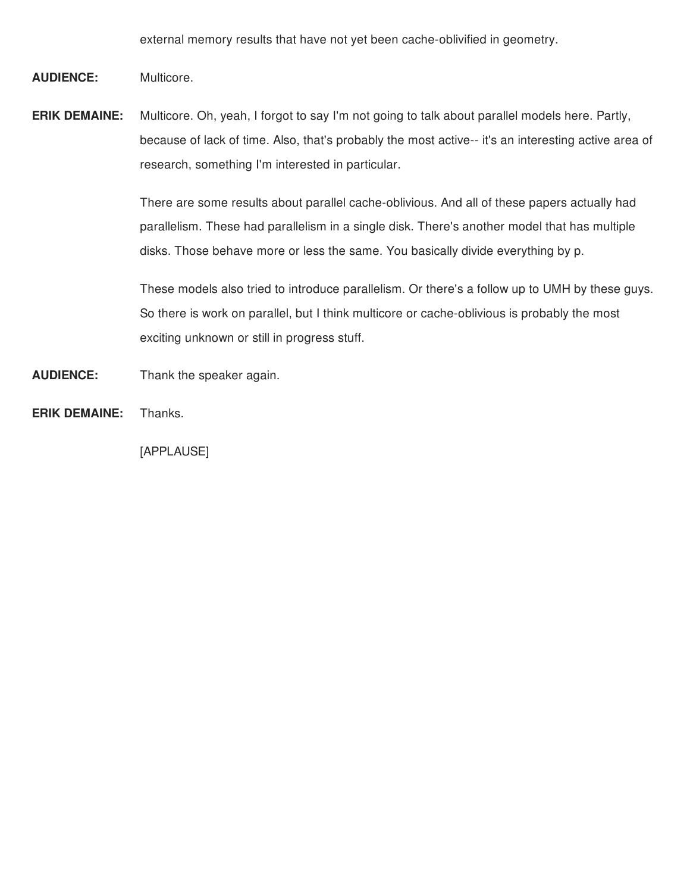external memory results that have not yet been cache-oblivified in geometry.

**AUDIENCE:** Multicore.

**ERIK DEMAINE:** Multicore. Oh, yeah, I forgot to say I'm not going to talk about parallel models here. Partly, because of lack of time. Also, that's probably the most active-- it's an interesting active area of research, something I'm interested in particular.

There are some results about parallel cache-oblivious. And all of these papers actually had parallelism. These had parallelism in a single disk. There's another model that has multiple disks. Those behave more or less the same. You basically divide everything by p.

These models also tried to introduce parallelism. Or there's a follow up to UMH by these guys. So there is work on parallel, but I think multicore or cache-oblivious is probably the most exciting unknown or still in progress stuff.

**AUDIENCE:** Thank the speaker again.

**ERIK DEMAINE:** Thanks.

[APPLAUSE]